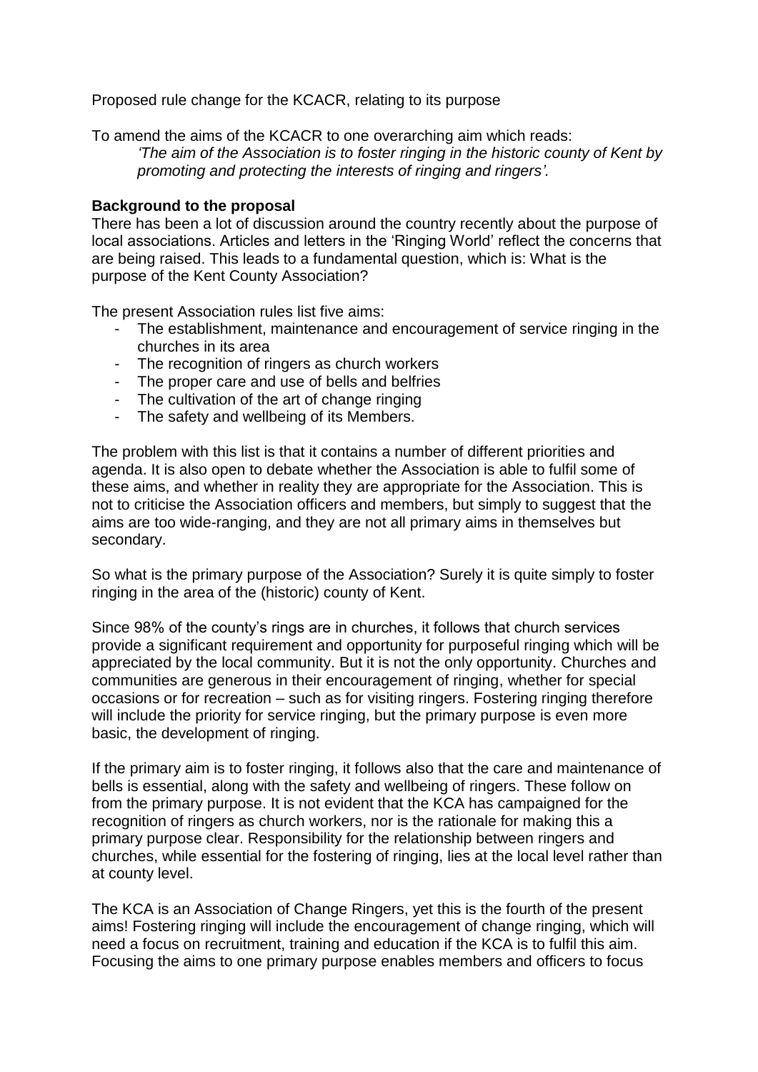Proposed rule change for the KCACR, relating to its purpose

To amend the aims of the KCACR to one overarching aim which reads:

> *'The aim of the Association is to foster ringing in the historic county of Kent by promoting and protecting the interests of ringing and ringers'.*

**Background to the proposal**

There has been a lot of discussion around the country recently about the purpose of local associations. Articles and letters in the 'Ringing World' reflect the concerns that are being raised. This leads to a fundamental question, which is: What is the purpose of the Kent County Association?

The present Association rules list five aims:

- The establishment, maintenance and encouragement of service ringing in the churches in its area
- The recognition of ringers as church workers
- The proper care and use of bells and belfries
- The cultivation of the art of change ringing
- The safety and wellbeing of its Members.

The problem with this list is that it contains a number of different priorities and agenda. It is also open to debate whether the Association is able to fulfil some of these aims, and whether in reality they are appropriate for the Association. This is not to criticise the Association officers and members, but simply to suggest that the aims are too wide-ranging, and they are not all primary aims in themselves but secondary.

So what is the primary purpose of the Association? Surely it is quite simply to foster ringing in the area of the (historic) county of Kent.

Since 98% of the county's rings are in churches, it follows that church services provide a significant requirement and opportunity for purposeful ringing which will be appreciated by the local community. But it is not the only opportunity. Churches and communities are generous in their encouragement of ringing, whether for special occasions or for recreation – such as for visiting ringers. Fostering ringing therefore will include the priority for service ringing, but the primary purpose is even more basic, the development of ringing.

If the primary aim is to foster ringing, it follows also that the care and maintenance of bells is essential, along with the safety and wellbeing of ringers. These follow on from the primary purpose. It is not evident that the KCA has campaigned for the recognition of ringers as church workers, nor is the rationale for making this a primary purpose clear. Responsibility for the relationship between ringers and churches, while essential for the fostering of ringing, lies at the local level rather than at county level.

The KCA is an Association of Change Ringers, yet this is the fourth of the present aims! Fostering ringing will include the encouragement of change ringing, which will need a focus on recruitment, training and education if the KCA is to fulfil this aim. Focusing the aims to one primary purpose enables members and officers to focus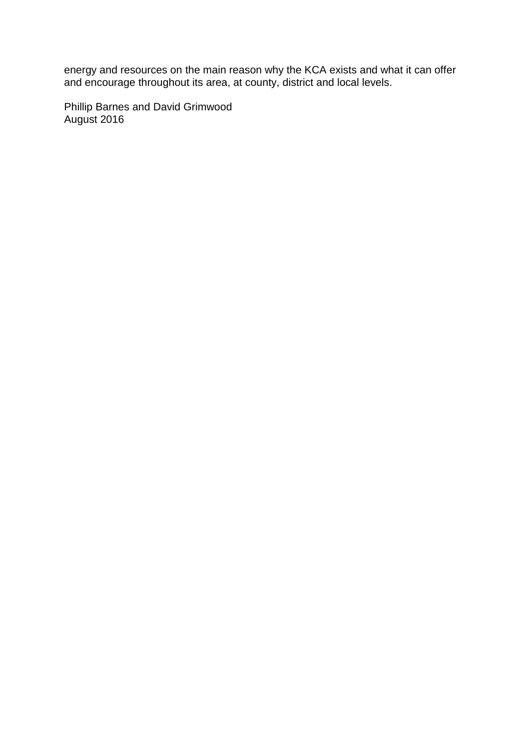energy and resources on the main reason why the KCA exists and what it can offer and encourage throughout its area, at county, district and local levels.

Phillip Barnes and David Grimwood
August 2016